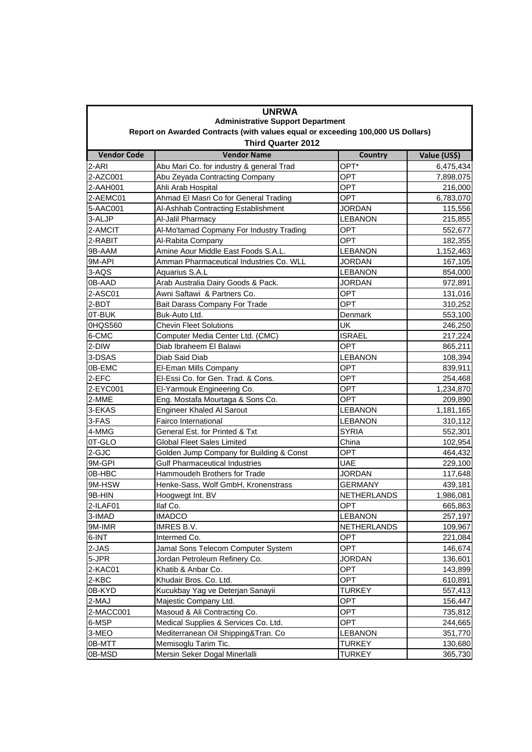# UNRWA

## Administrative Support Department

### Report on Awarded Contracts (with values equal or exceeding 100,000 US Dollars)

### Third Quarter 2012

| Vendor Code | Vendor Name | Country | Value (US$) |
|---|---|---|---|
| 2-ARI | Abu Mari Co. for industry & general Trad | OPT* | 6,475,434 |
| 2-AZC001 | Abu Zeyada Contracting Company | OPT | 7,898,075 |
| 2-AAH001 | Ahli Arab Hospital | OPT | 216,000 |
| 2-AEMC01 | Ahmad El Masri Co for General Trading | OPT | 6,783,070 |
| 5-AAC001 | Al-Ashhab Contracting Establishment | JORDAN | 115,556 |
| 3-ALJP | Al-Jalil Pharmacy | LEBANON | 215,855 |
| 2-AMCIT | Al-Mo'tamad Copmany For Industry Trading | OPT | 552,677 |
| 2-RABIT | Al-Rabita Company | OPT | 182,355 |
| 9B-AAM | Amine Aour Middle East Foods S.A.L. | LEBANON | 1,152,463 |
| 9M-API | Amman Pharmaceutical Industries Co. WLL | JORDAN | 167,105 |
| 3-AQS | Aquarius S.A.L | LEBANON | 854,000 |
| 0B-AAD | Arab Australia Dairy Goods & Pack. | JORDAN | 972,891 |
| 2-ASC01 | Awni Saftawi & Partners Co. | OPT | 131,016 |
| 2-BDT | Bait Darass Company For Trade | OPT | 310,252 |
| 0T-BUK | Buk-Auto Ltd. | Denmark | 553,100 |
| 0HQS560 | Chevin Fleet Solutions | UK | 246,250 |
| 6-CMC | Computer Media Center Ltd. (CMC) | ISRAEL | 217,224 |
| 2-DIW | Diab Ibraheem El Balawi | OPT | 865,211 |
| 3-DSAS | Diab Said Diab | LEBANON | 108,394 |
| 0B-EMC | El-Eman Mills Company | OPT | 839,911 |
| 2-EFC | El-Essi Co. for Gen. Trad. & Cons. | OPT | 254,468 |
| 2-EYC001 | El-Yarmouk Engineering Co. | OPT | 1,234,870 |
| 2-MME | Eng. Mostafa Mourtaga & Sons Co. | OPT | 209,890 |
| 3-EKAS | Engineer Khaled Al Sarout | LEBANON | 1,181,165 |
| 3-FAS | Fairco International | LEBANON | 310,112 |
| 4-MMG | General Est. for Printed & Txt | SYRIA | 552,301 |
| 0T-GLO | Global Fleet Sales Limited | China | 102,954 |
| 2-GJC | Golden Jump Company for Building & Const | OPT | 464,432 |
| 9M-GPI | Gulf Pharmaceutical Industries | UAE | 229,100 |
| 0B-HBC | Hammoudeh Brothers for Trade | JORDAN | 117,648 |
| 9M-HSW | Henke-Sass, Wolf GmbH, Kronenstrass | GERMANY | 439,181 |
| 9B-HIN | Hoogwegt Int. BV | NETHERLANDS | 1,986,081 |
| 2-ILAF01 | Ilaf Co. | OPT | 665,863 |
| 3-IMAD | IMADCO | LEBANON | 257,197 |
| 9M-IMR | IMRES B.V. | NETHERLANDS | 109,967 |
| 6-INT | Intermed Co. | OPT | 221,084 |
| 2-JAS | Jamal Sons Telecom Computer System | OPT | 146,674 |
| 5-JPR | Jordan Petroleum Refinery Co. | JORDAN | 136,601 |
| 2-KAC01 | Khatib & Anbar Co. | OPT | 143,899 |
| 2-KBC | Khudair Bros. Co. Ltd. | OPT | 610,891 |
| 0B-KYD | Kucukbay Yag ve Deterjan Sanayii | TURKEY | 557,413 |
| 2-MAJ | Majestic Company Ltd. | OPT | 156,447 |
| 2-MACC001 | Masoud & Ali Contracting Co. | OPT | 735,812 |
| 6-MSP | Medical Supplies & Services Co. Ltd. | OPT | 244,665 |
| 3-MEO | Mediterranean Oil Shipping&Tran. Co | LEBANON | 351,770 |
| 0B-MTT | Memisoglu Tarim Tic. | TURKEY | 130,680 |
| 0B-MSD | Mersin Seker Dogal Minerlalli | TURKEY | 365,730 |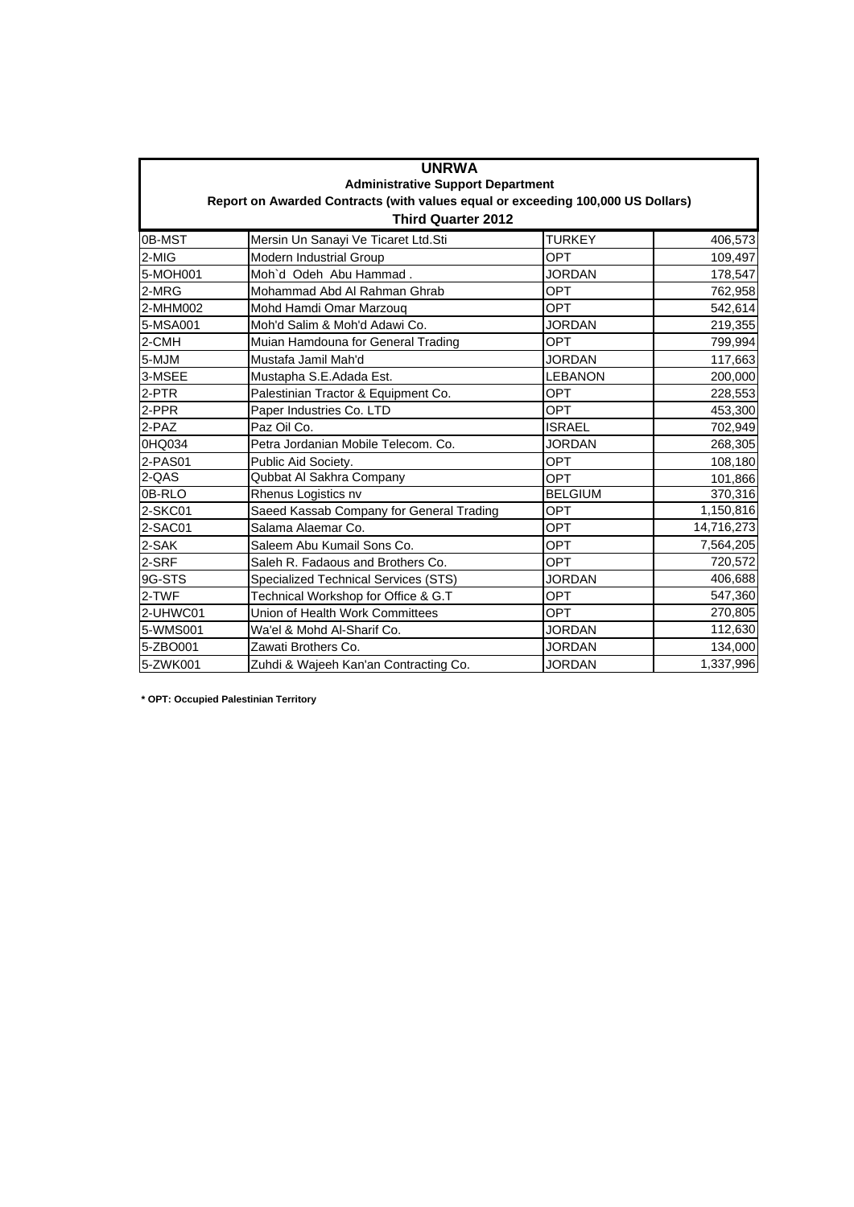**UNRWA**

**Administrative Support Department**

**Report on Awarded Contracts (with values equal or exceeding 100,000 US Dollars)**

**Third Quarter 2012**

| | | | |
|---|---|---|---|
| 0B-MST | Mersin Un Sanayi Ve Ticaret Ltd.Sti | TURKEY | 406,573 |
| 2-MIG | Modern Industrial Group | OPT | 109,497 |
| 5-MOH001 | Moh`d Odeh Abu Hammad . | JORDAN | 178,547 |
| 2-MRG | Mohammad Abd Al Rahman Ghrab | OPT | 762,958 |
| 2-MHM002 | Mohd Hamdi Omar Marzouq | OPT | 542,614 |
| 5-MSA001 | Moh'd Salim & Moh'd Adawi Co. | JORDAN | 219,355 |
| 2-CMH | Muian Hamdouna for General Trading | OPT | 799,994 |
| 5-MJM | Mustafa Jamil Mah'd | JORDAN | 117,663 |
| 3-MSEE | Mustapha S.E.Adada Est. | LEBANON | 200,000 |
| 2-PTR | Palestinian Tractor & Equipment Co. | OPT | 228,553 |
| 2-PPR | Paper Industries Co. LTD | OPT | 453,300 |
| 2-PAZ | Paz Oil Co. | ISRAEL | 702,949 |
| 0HQ034 | Petra Jordanian Mobile Telecom. Co. | JORDAN | 268,305 |
| 2-PAS01 | Public Aid Society. | OPT | 108,180 |
| 2-QAS | Qubbat Al Sakhra Company | OPT | 101,866 |
| 0B-RLO | Rhenus Logistics nv | BELGIUM | 370,316 |
| 2-SKC01 | Saeed Kassab Company for General Trading | OPT | 1,150,816 |
| 2-SAC01 | Salama Alaemar Co. | OPT | 14,716,273 |
| 2-SAK | Saleem Abu Kumail Sons Co. | OPT | 7,564,205 |
| 2-SRF | Saleh R. Fadaous and Brothers Co. | OPT | 720,572 |
| 9G-STS | Specialized Technical Services (STS) | JORDAN | 406,688 |
| 2-TWF | Technical Workshop for Office & G.T | OPT | 547,360 |
| 2-UHWC01 | Union of Health Work Committees | OPT | 270,805 |
| 5-WMS001 | Wa'el & Mohd Al-Sharif Co. | JORDAN | 112,630 |
| 5-ZBO001 | Zawati Brothers Co. | JORDAN | 134,000 |
| 5-ZWK001 | Zuhdi & Wajeeh Kan'an Contracting Co. | JORDAN | 1,337,996 |

**\* OPT: Occupied Palestinian Territory**